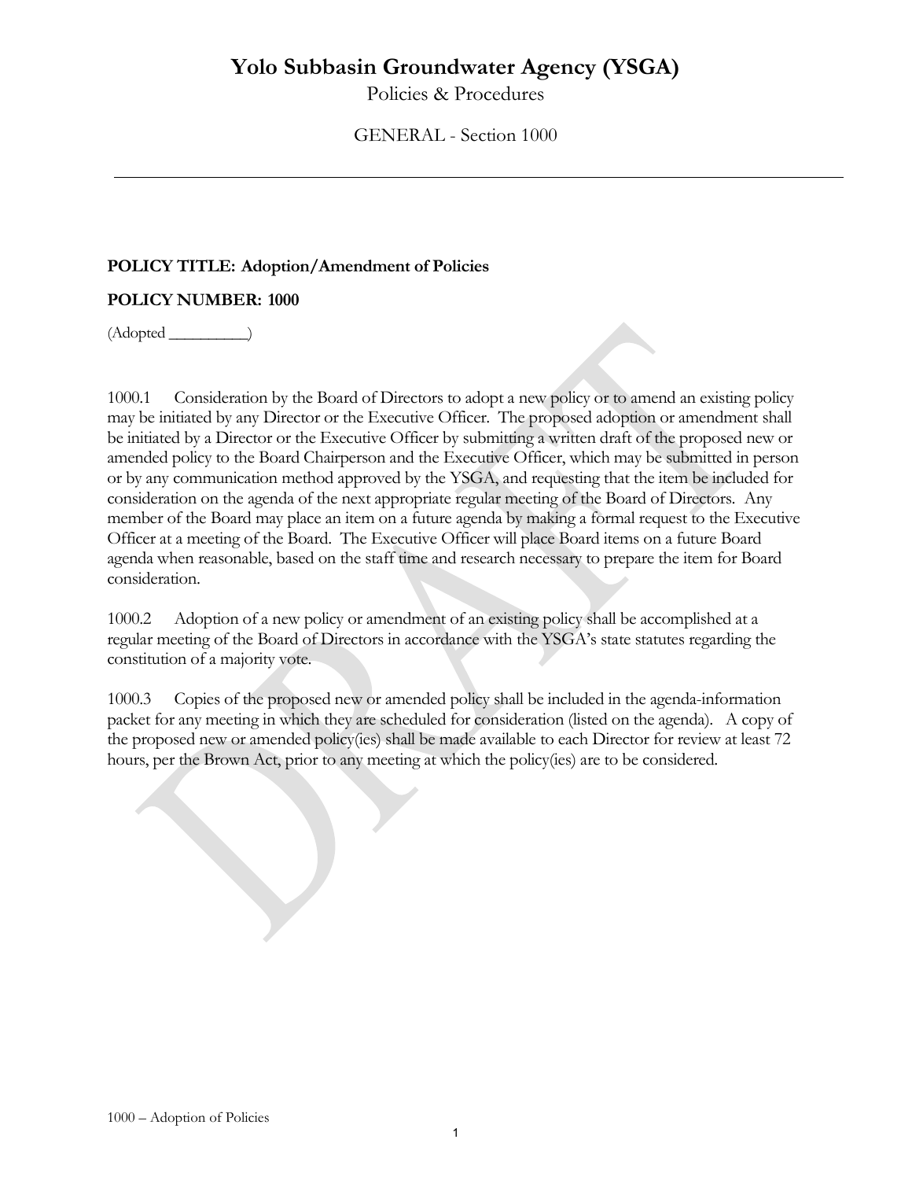# Yolo Subbasin Groundwater Agency (YSGA)

Policies & Procedures

GENERAL - Section 1000

---

**POLICY TITLE: Adoption/Amendment of Policies**

**POLICY NUMBER: 1000**

(Adopted __________)

1000.1 Consideration by the Board of Directors to adopt a new policy or to amend an existing policy may be initiated by any Director or the Executive Officer. The proposed adoption or amendment shall be initiated by a Director or the Executive Officer by submitting a written draft of the proposed new or amended policy to the Board Chairperson and the Executive Officer, which may be submitted in person or by any communication method approved by the YSGA, and requesting that the item be included for consideration on the agenda of the next appropriate regular meeting of the Board of Directors. Any member of the Board may place an item on a future agenda by making a formal request to the Executive Officer at a meeting of the Board. The Executive Officer will place Board items on a future Board agenda when reasonable, based on the staff time and research necessary to prepare the item for Board consideration.

1000.2 Adoption of a new policy or amendment of an existing policy shall be accomplished at a regular meeting of the Board of Directors in accordance with the YSGA's state statutes regarding the constitution of a majority vote.

1000.3 Copies of the proposed new or amended policy shall be included in the agenda-information packet for any meeting in which they are scheduled for consideration (listed on the agenda). A copy of the proposed new or amended policy(ies) shall be made available to each Director for review at least 72 hours, per the Brown Act, prior to any meeting at which the policy(ies) are to be considered.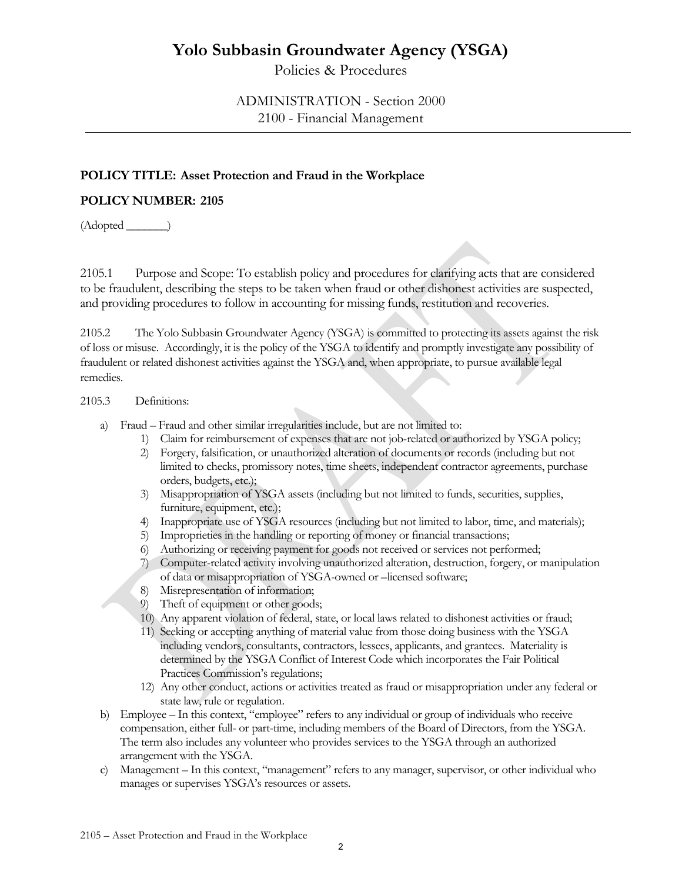# Yolo Subbasin Groundwater Agency (YSGA)

Policies & Procedures

ADMINISTRATION - Section 2000
2100 - Financial Management

**POLICY TITLE: Asset Protection and Fraud in the Workplace**

**POLICY NUMBER: 2105**

(Adopted _______)

2105.1 Purpose and Scope: To establish policy and procedures for clarifying acts that are considered to be fraudulent, describing the steps to be taken when fraud or other dishonest activities are suspected, and providing procedures to follow in accounting for missing funds, restitution and recoveries.

2105.2 The Yolo Subbasin Groundwater Agency (YSGA) is committed to protecting its assets against the risk of loss or misuse. Accordingly, it is the policy of the YSGA to identify and promptly investigate any possibility of fraudulent or related dishonest activities against the YSGA and, when appropriate, to pursue available legal remedies.

2105.3 Definitions:

a) Fraud – Fraud and other similar irregularities include, but are not limited to:
   1) Claim for reimbursement of expenses that are not job-related or authorized by YSGA policy;
   2) Forgery, falsification, or unauthorized alteration of documents or records (including but not limited to checks, promissory notes, time sheets, independent contractor agreements, purchase orders, budgets, etc.);
   3) Misappropriation of YSGA assets (including but not limited to funds, securities, supplies, furniture, equipment, etc.);
   4) Inappropriate use of YSGA resources (including but not limited to labor, time, and materials);
   5) Improprieties in the handling or reporting of money or financial transactions;
   6) Authorizing or receiving payment for goods not received or services not performed;
   7) Computer-related activity involving unauthorized alteration, destruction, forgery, or manipulation of data or misappropriation of YSGA-owned or –licensed software;
   8) Misrepresentation of information;
   9) Theft of equipment or other goods;
   10) Any apparent violation of federal, state, or local laws related to dishonest activities or fraud;
   11) Seeking or accepting anything of material value from those doing business with the YSGA including vendors, consultants, contractors, lessees, applicants, and grantees. Materiality is determined by the YSGA Conflict of Interest Code which incorporates the Fair Political Practices Commission's regulations;
   12) Any other conduct, actions or activities treated as fraud or misappropriation under any federal or state law, rule or regulation.
b) Employee – In this context, "employee" refers to any individual or group of individuals who receive compensation, either full- or part-time, including members of the Board of Directors, from the YSGA. The term also includes any volunteer who provides services to the YSGA through an authorized arrangement with the YSGA.
c) Management – In this context, "management" refers to any manager, supervisor, or other individual who manages or supervises YSGA's resources or assets.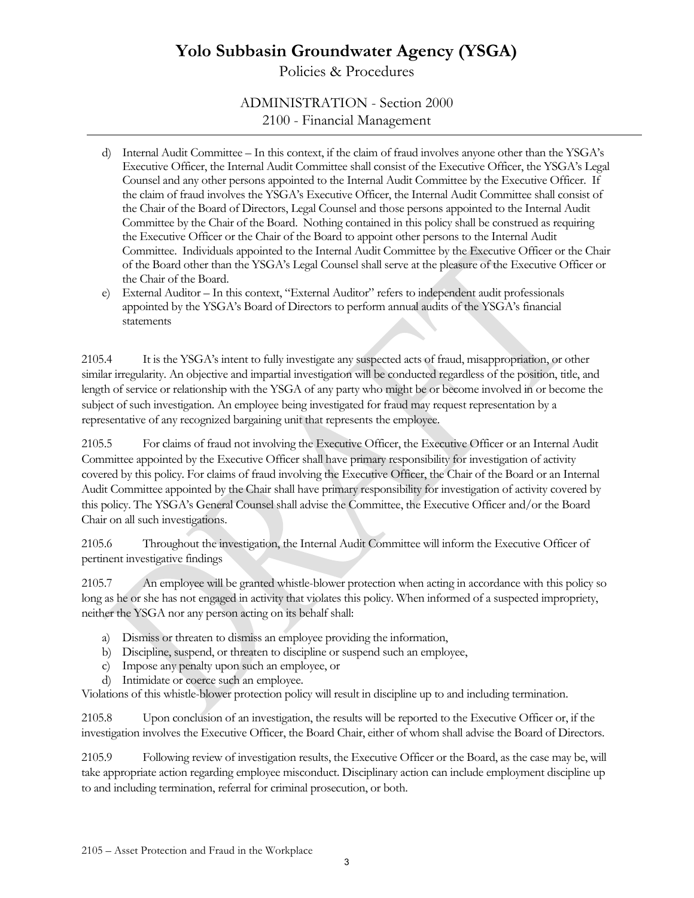d) Internal Audit Committee – In this context, if the claim of fraud involves anyone other than the YSGA's Executive Officer, the Internal Audit Committee shall consist of the Executive Officer, the YSGA's Legal Counsel and any other persons appointed to the Internal Audit Committee by the Executive Officer. If the claim of fraud involves the YSGA's Executive Officer, the Internal Audit Committee shall consist of the Chair of the Board of Directors, Legal Counsel and those persons appointed to the Internal Audit Committee by the Chair of the Board. Nothing contained in this policy shall be construed as requiring the Executive Officer or the Chair of the Board to appoint other persons to the Internal Audit Committee. Individuals appointed to the Internal Audit Committee by the Executive Officer or the Chair of the Board other than the YSGA's Legal Counsel shall serve at the pleasure of the Executive Officer or the Chair of the Board.

e) External Auditor – In this context, "External Auditor" refers to independent audit professionals appointed by the YSGA's Board of Directors to perform annual audits of the YSGA's financial statements

2105.4 It is the YSGA's intent to fully investigate any suspected acts of fraud, misappropriation, or other similar irregularity. An objective and impartial investigation will be conducted regardless of the position, title, and length of service or relationship with the YSGA of any party who might be or become involved in or become the subject of such investigation. An employee being investigated for fraud may request representation by a representative of any recognized bargaining unit that represents the employee.

2105.5 For claims of fraud not involving the Executive Officer, the Executive Officer or an Internal Audit Committee appointed by the Executive Officer shall have primary responsibility for investigation of activity covered by this policy. For claims of fraud involving the Executive Officer, the Chair of the Board or an Internal Audit Committee appointed by the Chair shall have primary responsibility for investigation of activity covered by this policy. The YSGA's General Counsel shall advise the Committee, the Executive Officer and/or the Board Chair on all such investigations.

2105.6 Throughout the investigation, the Internal Audit Committee will inform the Executive Officer of pertinent investigative findings

2105.7 An employee will be granted whistle-blower protection when acting in accordance with this policy so long as he or she has not engaged in activity that violates this policy. When informed of a suspected impropriety, neither the YSGA nor any person acting on its behalf shall:

a) Dismiss or threaten to dismiss an employee providing the information,
b) Discipline, suspend, or threaten to discipline or suspend such an employee,
c) Impose any penalty upon such an employee, or
d) Intimidate or coerce such an employee.

Violations of this whistle-blower protection policy will result in discipline up to and including termination.

2105.8 Upon conclusion of an investigation, the results will be reported to the Executive Officer or, if the investigation involves the Executive Officer, the Board Chair, either of whom shall advise the Board of Directors.

2105.9 Following review of investigation results, the Executive Officer or the Board, as the case may be, will take appropriate action regarding employee misconduct. Disciplinary action can include employment discipline up to and including termination, referral for criminal prosecution, or both.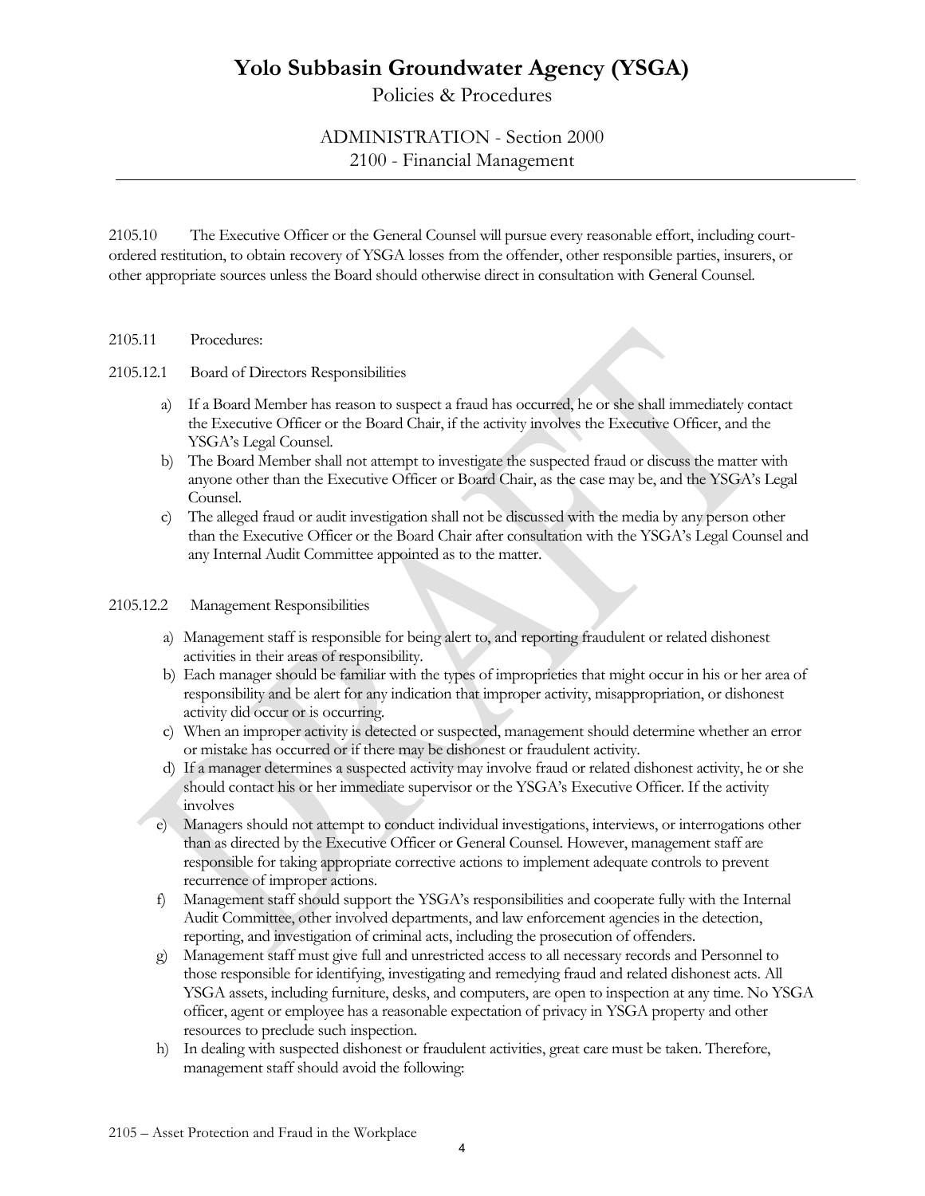2105.10 The Executive Officer or the General Counsel will pursue every reasonable effort, including court-ordered restitution, to obtain recovery of YSGA losses from the offender, other responsible parties, insurers, or other appropriate sources unless the Board should otherwise direct in consultation with General Counsel.

2105.11 Procedures:

2105.12.1 Board of Directors Responsibilities

a) If a Board Member has reason to suspect a fraud has occurred, he or she shall immediately contact the Executive Officer or the Board Chair, if the activity involves the Executive Officer, and the YSGA's Legal Counsel.
b) The Board Member shall not attempt to investigate the suspected fraud or discuss the matter with anyone other than the Executive Officer or Board Chair, as the case may be, and the YSGA's Legal Counsel.
c) The alleged fraud or audit investigation shall not be discussed with the media by any person other than the Executive Officer or the Board Chair after consultation with the YSGA's Legal Counsel and any Internal Audit Committee appointed as to the matter.

2105.12.2 Management Responsibilities

a) Management staff is responsible for being alert to, and reporting fraudulent or related dishonest activities in their areas of responsibility.
b) Each manager should be familiar with the types of improprieties that might occur in his or her area of responsibility and be alert for any indication that improper activity, misappropriation, or dishonest activity did occur or is occurring.
c) When an improper activity is detected or suspected, management should determine whether an error or mistake has occurred or if there may be dishonest or fraudulent activity.
d) If a manager determines a suspected activity may involve fraud or related dishonest activity, he or she should contact his or her immediate supervisor or the YSGA's Executive Officer. If the activity involves
e) Managers should not attempt to conduct individual investigations, interviews, or interrogations other than as directed by the Executive Officer or General Counsel. However, management staff are responsible for taking appropriate corrective actions to implement adequate controls to prevent recurrence of improper actions.
f) Management staff should support the YSGA's responsibilities and cooperate fully with the Internal Audit Committee, other involved departments, and law enforcement agencies in the detection, reporting, and investigation of criminal acts, including the prosecution of offenders.
g) Management staff must give full and unrestricted access to all necessary records and Personnel to those responsible for identifying, investigating and remedying fraud and related dishonest acts. All YSGA assets, including furniture, desks, and computers, are open to inspection at any time. No YSGA officer, agent or employee has a reasonable expectation of privacy in YSGA property and other resources to preclude such inspection.
h) In dealing with suspected dishonest or fraudulent activities, great care must be taken. Therefore, management staff should avoid the following: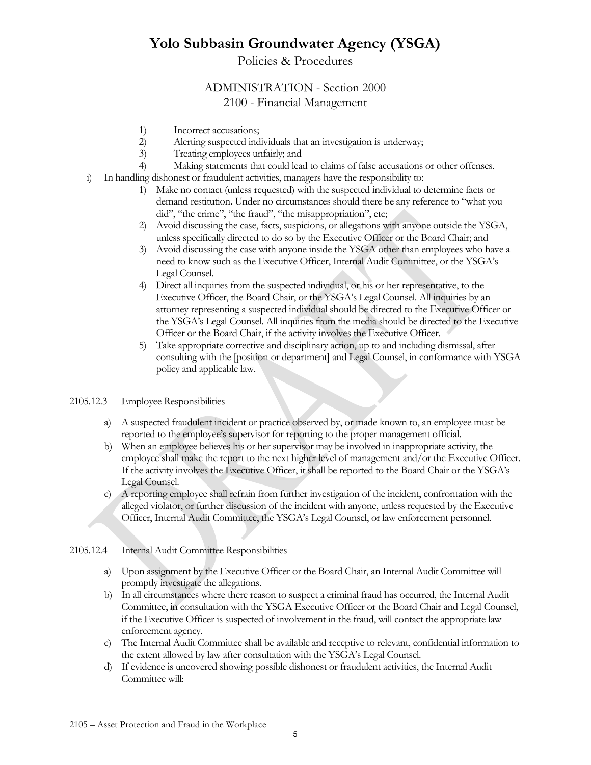1) Incorrect accusations;
2) Alerting suspected individuals that an investigation is underway;
3) Treating employees unfairly; and
4) Making statements that could lead to claims of false accusations or other offenses.

i) In handling dishonest or fraudulent activities, managers have the responsibility to:
   1) Make no contact (unless requested) with the suspected individual to determine facts or demand restitution. Under no circumstances should there be any reference to "what you did", "the crime", "the fraud", "the misappropriation", etc;
   2) Avoid discussing the case, facts, suspicions, or allegations with anyone outside the YSGA, unless specifically directed to do so by the Executive Officer or the Board Chair; and
   3) Avoid discussing the case with anyone inside the YSGA other than employees who have a need to know such as the Executive Officer, Internal Audit Committee, or the YSGA's Legal Counsel.
   4) Direct all inquiries from the suspected individual, or his or her representative, to the Executive Officer, the Board Chair, or the YSGA's Legal Counsel. All inquiries by an attorney representing a suspected individual should be directed to the Executive Officer or the YSGA's Legal Counsel. All inquiries from the media should be directed to the Executive Officer or the Board Chair, if the activity involves the Executive Officer.
   5) Take appropriate corrective and disciplinary action, up to and including dismissal, after consulting with the [position or department] and Legal Counsel, in conformance with YSGA policy and applicable law.

2105.12.3 Employee Responsibilities

a) A suspected fraudulent incident or practice observed by, or made known to, an employee must be reported to the employee's supervisor for reporting to the proper management official.
b) When an employee believes his or her supervisor may be involved in inappropriate activity, the employee shall make the report to the next higher level of management and/or the Executive Officer. If the activity involves the Executive Officer, it shall be reported to the Board Chair or the YSGA's Legal Counsel.
c) A reporting employee shall refrain from further investigation of the incident, confrontation with the alleged violator, or further discussion of the incident with anyone, unless requested by the Executive Officer, Internal Audit Committee, the YSGA's Legal Counsel, or law enforcement personnel.

2105.12.4 Internal Audit Committee Responsibilities

a) Upon assignment by the Executive Officer or the Board Chair, an Internal Audit Committee will promptly investigate the allegations.
b) In all circumstances where there reason to suspect a criminal fraud has occurred, the Internal Audit Committee, in consultation with the YSGA Executive Officer or the Board Chair and Legal Counsel, if the Executive Officer is suspected of involvement in the fraud, will contact the appropriate law enforcement agency.
c) The Internal Audit Committee shall be available and receptive to relevant, confidential information to the extent allowed by law after consultation with the YSGA's Legal Counsel.
d) If evidence is uncovered showing possible dishonest or fraudulent activities, the Internal Audit Committee will: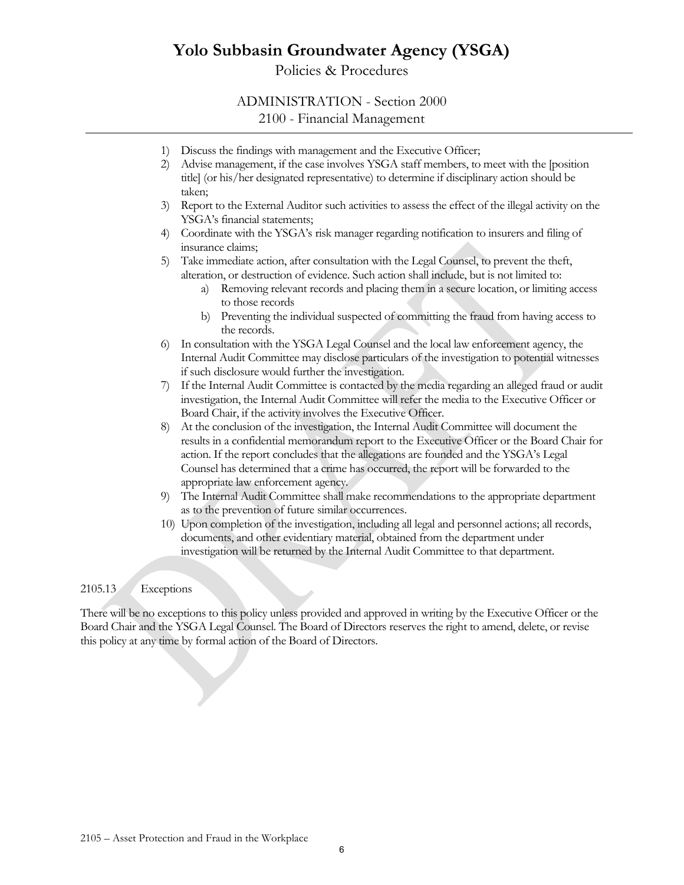1) Discuss the findings with management and the Executive Officer;
2) Advise management, if the case involves YSGA staff members, to meet with the [position title] (or his/her designated representative) to determine if disciplinary action should be taken;
3) Report to the External Auditor such activities to assess the effect of the illegal activity on the YSGA's financial statements;
4) Coordinate with the YSGA's risk manager regarding notification to insurers and filing of insurance claims;
5) Take immediate action, after consultation with the Legal Counsel, to prevent the theft, alteration, or destruction of evidence. Such action shall include, but is not limited to:
    a) Removing relevant records and placing them in a secure location, or limiting access to those records
    b) Preventing the individual suspected of committing the fraud from having access to the records.
6) In consultation with the YSGA Legal Counsel and the local law enforcement agency, the Internal Audit Committee may disclose particulars of the investigation to potential witnesses if such disclosure would further the investigation.
7) If the Internal Audit Committee is contacted by the media regarding an alleged fraud or audit investigation, the Internal Audit Committee will refer the media to the Executive Officer or Board Chair, if the activity involves the Executive Officer.
8) At the conclusion of the investigation, the Internal Audit Committee will document the results in a confidential memorandum report to the Executive Officer or the Board Chair for action. If the report concludes that the allegations are founded and the YSGA's Legal Counsel has determined that a crime has occurred, the report will be forwarded to the appropriate law enforcement agency.
9) The Internal Audit Committee shall make recommendations to the appropriate department as to the prevention of future similar occurrences.
10) Upon completion of the investigation, including all legal and personnel actions; all records, documents, and other evidentiary material, obtained from the department under investigation will be returned by the Internal Audit Committee to that department.

### 2105.13 Exceptions

There will be no exceptions to this policy unless provided and approved in writing by the Executive Officer or the Board Chair and the YSGA Legal Counsel. The Board of Directors reserves the right to amend, delete, or revise this policy at any time by formal action of the Board of Directors.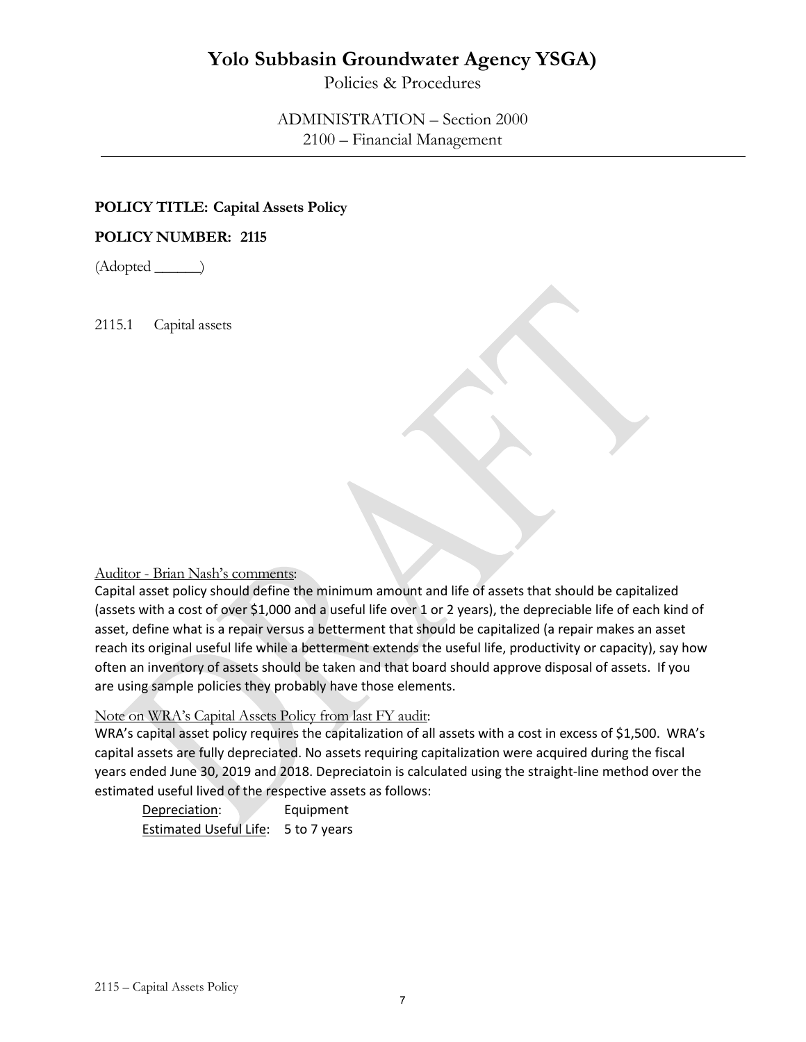# Yolo Subbasin Groundwater Agency YSGA)

Policies & Procedures

ADMINISTRATION – Section 2000
2100 – Financial Management

---

**POLICY TITLE: Capital Assets Policy**

**POLICY NUMBER: 2115**

(Adopted ______)

2115.1 Capital assets

Auditor - Brian Nash's comments:

Capital asset policy should define the minimum amount and life of assets that should be capitalized (assets with a cost of over $1,000 and a useful life over 1 or 2 years), the depreciable life of each kind of asset, define what is a repair versus a betterment that should be capitalized (a repair makes an asset reach its original useful life while a betterment extends the useful life, productivity or capacity), say how often an inventory of assets should be taken and that board should approve disposal of assets. If you are using sample policies they probably have those elements.

Note on WRA's Capital Assets Policy from last FY audit:

WRA's capital asset policy requires the capitalization of all assets with a cost in excess of $1,500. WRA's capital assets are fully depreciated. No assets requiring capitalization were acquired during the fiscal years ended June 30, 2019 and 2018. Depreciatoin is calculated using the straight-line method over the estimated useful lived of the respective assets as follows:

Depreciation: Equipment
Estimated Useful Life: 5 to 7 years

2115 – Capital Assets Policy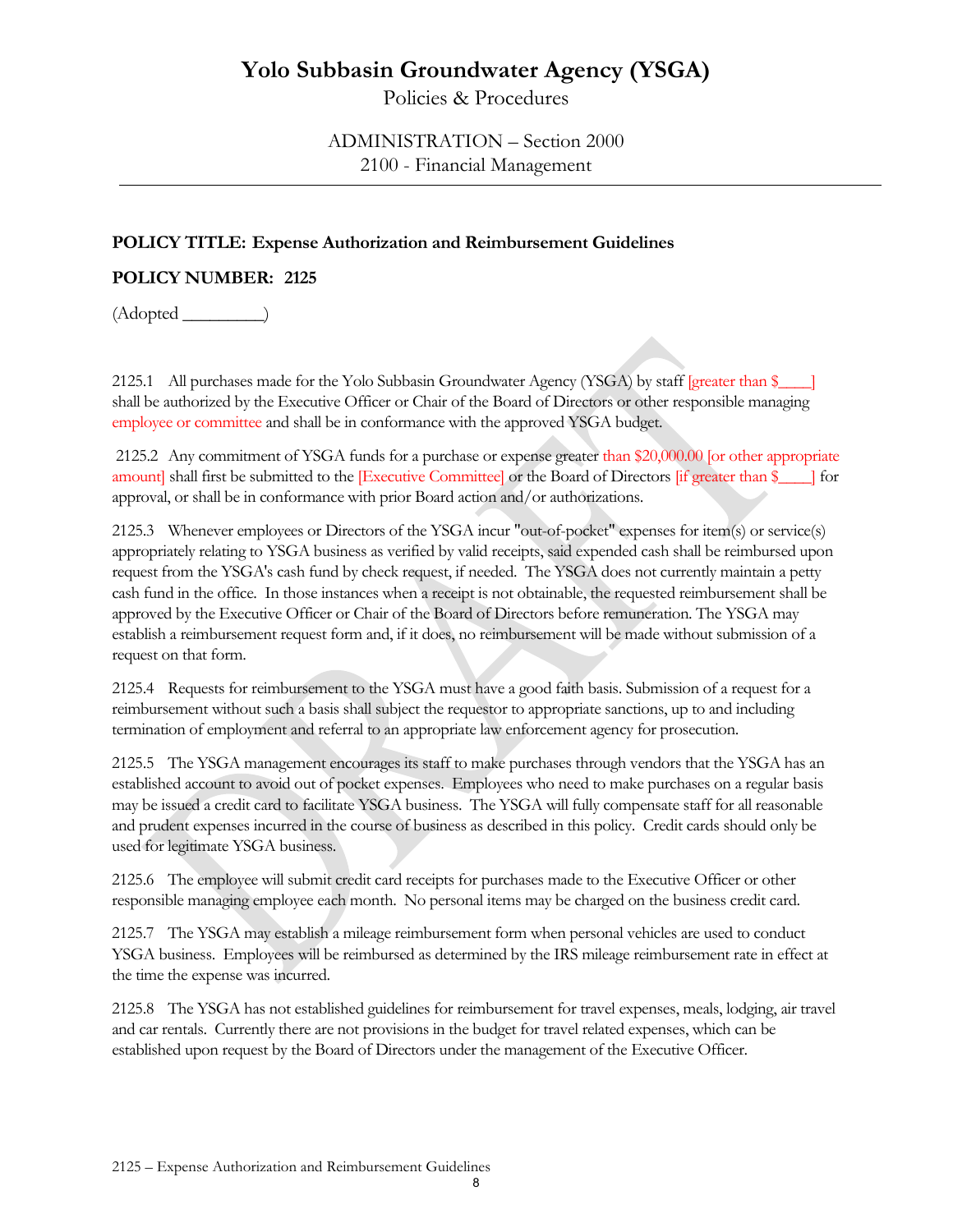# Yolo Subbasin Groundwater Agency (YSGA)

Policies & Procedures

ADMINISTRATION – Section 2000
2100 - Financial Management

**POLICY TITLE: Expense Authorization and Reimbursement Guidelines**

**POLICY NUMBER: 2125**

(Adopted _________)

2125.1 All purchases made for the Yolo Subbasin Groundwater Agency (YSGA) by staff [greater than $____] shall be authorized by the Executive Officer or Chair of the Board of Directors or other responsible managing employee or committee and shall be in conformance with the approved YSGA budget.

2125.2 Any commitment of YSGA funds for a purchase or expense greater than $20,000.00 [or other appropriate amount] shall first be submitted to the [Executive Committee] or the Board of Directors [if greater than $____] for approval, or shall be in conformance with prior Board action and/or authorizations.

2125.3 Whenever employees or Directors of the YSGA incur "out-of-pocket" expenses for item(s) or service(s) appropriately relating to YSGA business as verified by valid receipts, said expended cash shall be reimbursed upon request from the YSGA's cash fund by check request, if needed. The YSGA does not currently maintain a petty cash fund in the office. In those instances when a receipt is not obtainable, the requested reimbursement shall be approved by the Executive Officer or Chair of the Board of Directors before remuneration. The YSGA may establish a reimbursement request form and, if it does, no reimbursement will be made without submission of a request on that form.

2125.4 Requests for reimbursement to the YSGA must have a good faith basis. Submission of a request for a reimbursement without such a basis shall subject the requestor to appropriate sanctions, up to and including termination of employment and referral to an appropriate law enforcement agency for prosecution.

2125.5 The YSGA management encourages its staff to make purchases through vendors that the YSGA has an established account to avoid out of pocket expenses. Employees who need to make purchases on a regular basis may be issued a credit card to facilitate YSGA business. The YSGA will fully compensate staff for all reasonable and prudent expenses incurred in the course of business as described in this policy. Credit cards should only be used for legitimate YSGA business.

2125.6 The employee will submit credit card receipts for purchases made to the Executive Officer or other responsible managing employee each month. No personal items may be charged on the business credit card.

2125.7 The YSGA may establish a mileage reimbursement form when personal vehicles are used to conduct YSGA business. Employees will be reimbursed as determined by the IRS mileage reimbursement rate in effect at the time the expense was incurred.

2125.8 The YSGA has not established guidelines for reimbursement for travel expenses, meals, lodging, air travel and car rentals. Currently there are not provisions in the budget for travel related expenses, which can be established upon request by the Board of Directors under the management of the Executive Officer.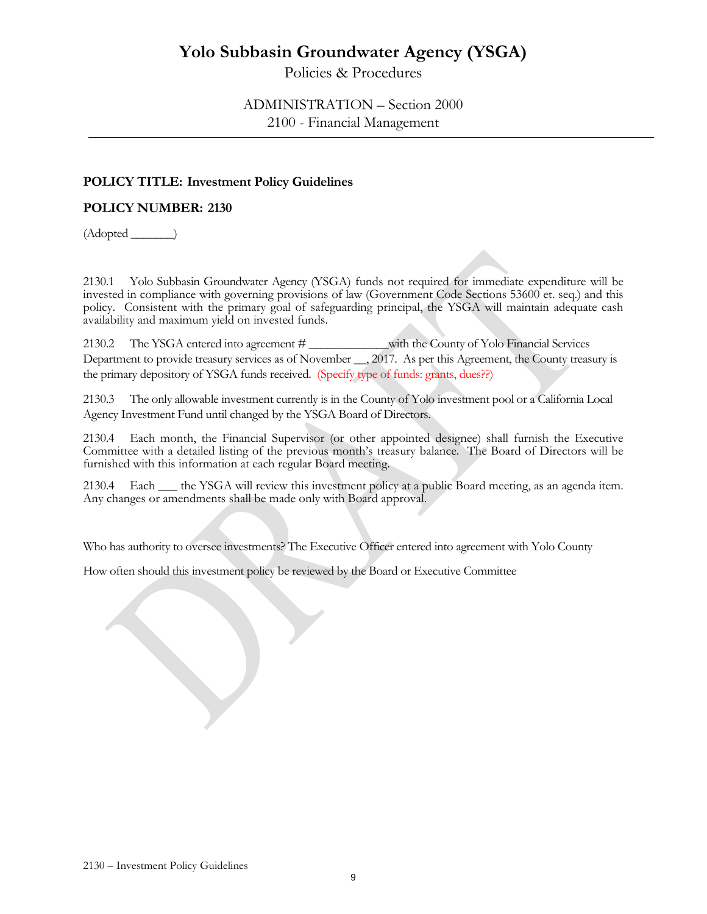# Yolo Subbasin Groundwater Agency (YSGA)

Policies & Procedures

ADMINISTRATION – Section 2000
2100 - Financial Management

**POLICY TITLE: Investment Policy Guidelines**

**POLICY NUMBER: 2130**

(Adopted ________)

2130.1 Yolo Subbasin Groundwater Agency (YSGA) funds not required for immediate expenditure will be invested in compliance with governing provisions of law (Government Code Sections 53600 et. seq.) and this policy. Consistent with the primary goal of safeguarding principal, the YSGA will maintain adequate cash availability and maximum yield on invested funds.

2130.2 The YSGA entered into agreement # ______________with the County of Yolo Financial Services Department to provide treasury services as of November __, 2017. As per this Agreement, the County treasury is the primary depository of YSGA funds received. (Specify type of funds: grants, dues??)

2130.3 The only allowable investment currently is in the County of Yolo investment pool or a California Local Agency Investment Fund until changed by the YSGA Board of Directors.

2130.4 Each month, the Financial Supervisor (or other appointed designee) shall furnish the Executive Committee with a detailed listing of the previous month's treasury balance. The Board of Directors will be furnished with this information at each regular Board meeting.

2130.4 Each ___ the YSGA will review this investment policy at a public Board meeting, as an agenda item. Any changes or amendments shall be made only with Board approval.

Who has authority to oversee investments? The Executive Officer entered into agreement with Yolo County

How often should this investment policy be reviewed by the Board or Executive Committee

2130 – Investment Policy Guidelines